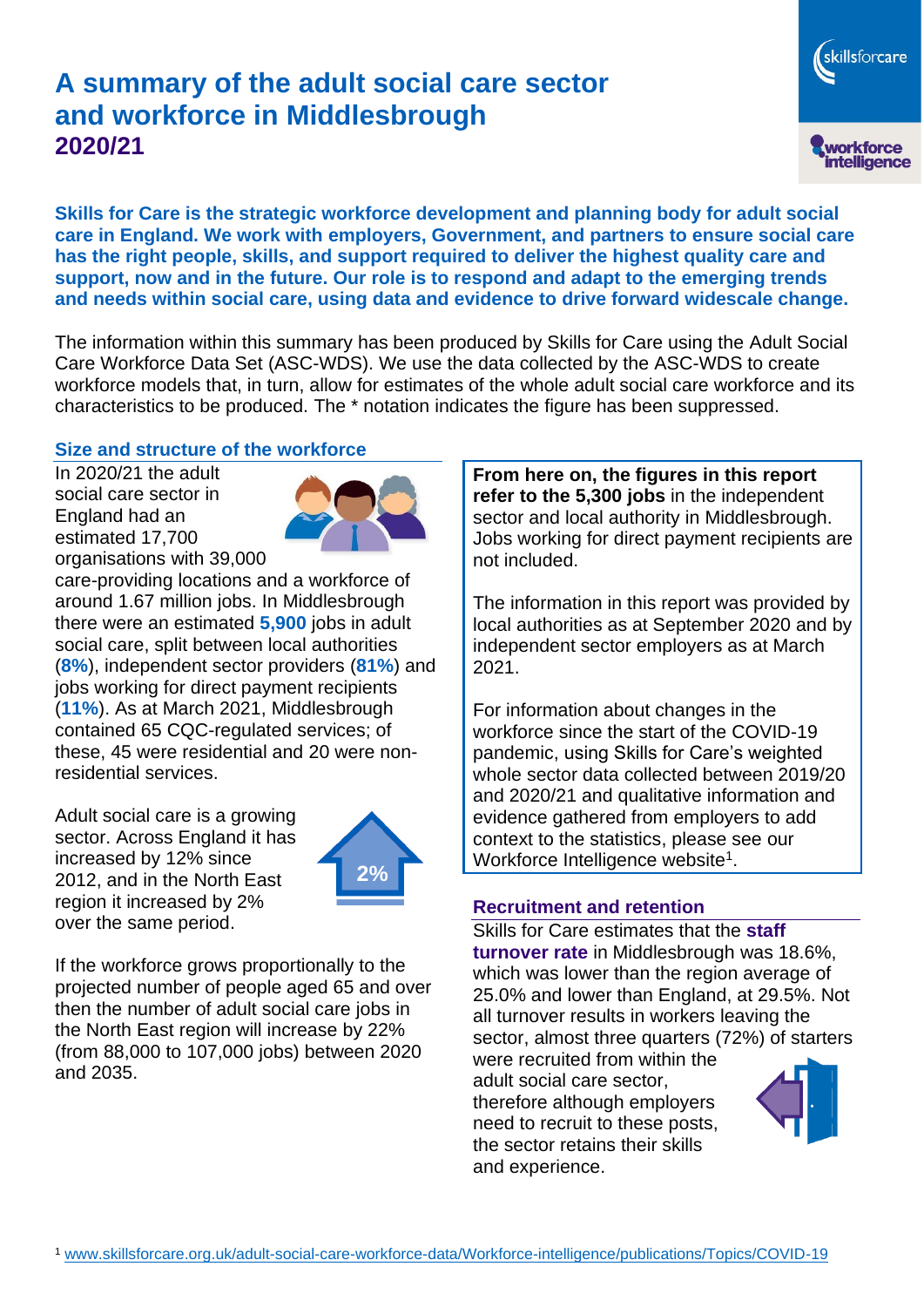# A summary of the adult social care sector and workforce in Middlesbrough
## 2020/21

**Skills for Care is the strategic workforce development and planning body for adult social care in England. We work with employers, Government, and partners to ensure social care has the right people, skills, and support required to deliver the highest quality care and support, now and in the future. Our role is to respond and adapt to the emerging trends and needs within social care, using data and evidence to drive forward widescale change.**

The information within this summary has been produced by Skills for Care using the Adult Social Care Workforce Data Set (ASC-WDS). We use the data collected by the ASC-WDS to create workforce models that, in turn, allow for estimates of the whole adult social care workforce and its characteristics to be produced. The * notation indicates the figure has been suppressed.

### Size and structure of the workforce

In 2020/21 the adult social care sector in England had an estimated 17,700 organisations with 39,000 care-providing locations and a workforce of around 1.67 million jobs. In Middlesbrough there were an estimated **5,900** jobs in adult social care, split between local authorities (**8%**), independent sector providers (**81%**) and jobs working for direct payment recipients (**11%**). As at March 2021, Middlesbrough contained 65 CQC-regulated services; of these, 45 were residential and 20 were non-residential services.

Adult social care is a growing sector. Across England it has increased by 12% since 2012, and in the North East region it increased by 2% over the same period.

2%

If the workforce grows proportionally to the projected number of people aged 65 and over then the number of adult social care jobs in the North East region will increase by 22% (from 88,000 to 107,000 jobs) between 2020 and 2035.

**From here on, the figures in this report refer to the 5,300 jobs** in the independent sector and local authority in Middlesbrough. Jobs working for direct payment recipients are not included.

The information in this report was provided by local authorities as at September 2020 and by independent sector employers as at March 2021.

For information about changes in the workforce since the start of the COVID-19 pandemic, using Skills for Care's weighted whole sector data collected between 2019/20 and 2020/21 and qualitative information and evidence gathered from employers to add context to the statistics, please see our Workforce Intelligence website[1].

### Recruitment and retention

Skills for Care estimates that the **staff turnover rate** in Middlesbrough was 18.6%, which was lower than the region average of 25.0% and lower than England, at 29.5%. Not all turnover results in workers leaving the sector, almost three quarters (72%) of starters were recruited from within the adult social care sector, therefore although employers need to recruit to these posts, the sector retains their skills and experience.

[1] www.skillsforcare.org.uk/adult-social-care-workforce-data/Workforce-intelligence/publications/Topics/COVID-19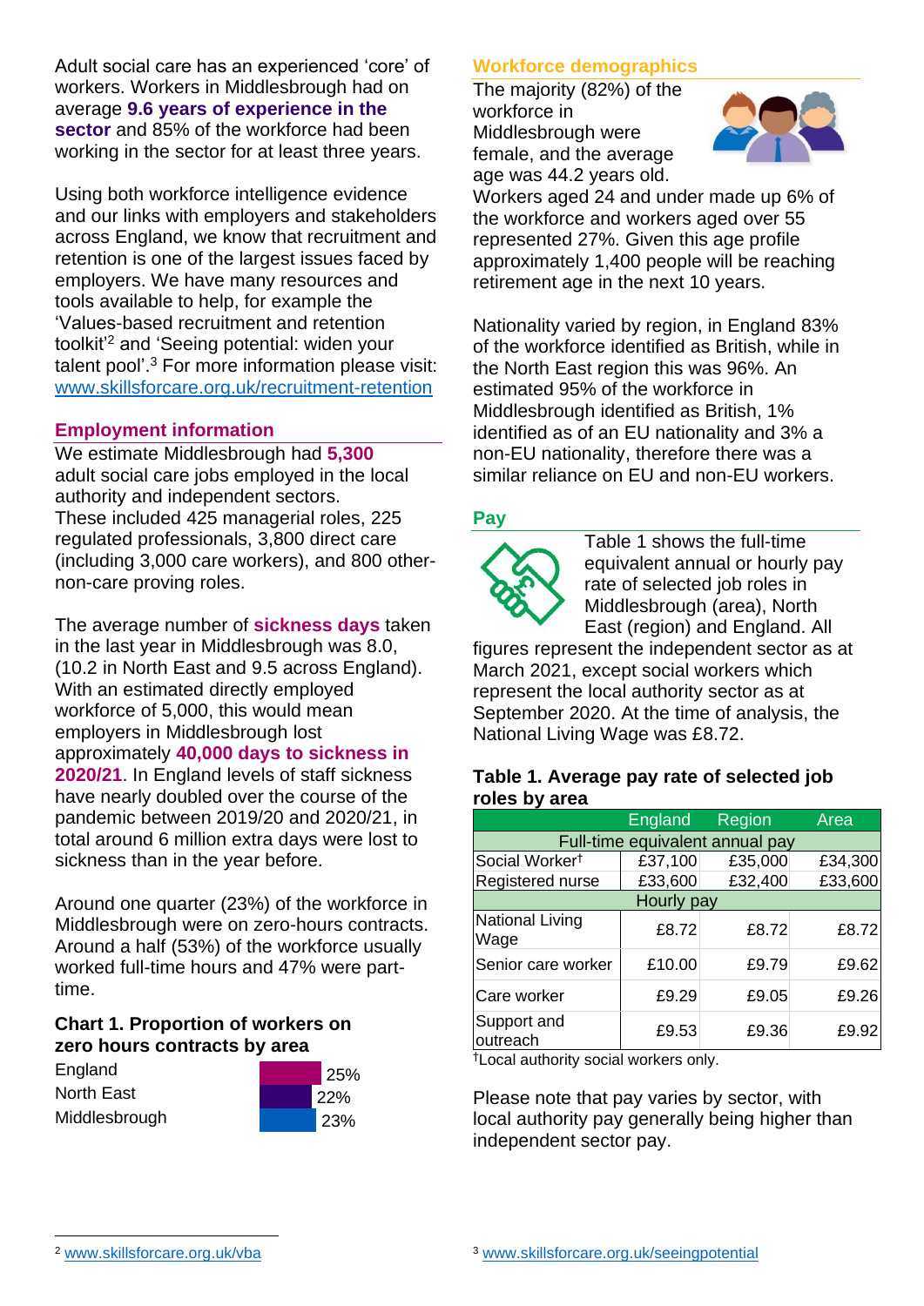Adult social care has an experienced 'core' of workers. Workers in Middlesbrough had on average **9.6 years of experience in the sector** and 85% of the workforce had been working in the sector for at least three years.

Using both workforce intelligence evidence and our links with employers and stakeholders across England, we know that recruitment and retention is one of the largest issues faced by employers. We have many resources and tools available to help, for example the 'Values-based recruitment and retention toolkit'[2] and 'Seeing potential: widen your talent pool'.[3] For more information please visit: www.skillsforcare.org.uk/recruitment-retention

## Employment information

We estimate Middlesbrough had **5,300** adult social care jobs employed in the local authority and independent sectors. These included 425 managerial roles, 225 regulated professionals, 3,800 direct care (including 3,000 care workers), and 800 other-non-care proving roles.

The average number of **sickness days** taken in the last year in Middlesbrough was 8.0, (10.2 in North East and 9.5 across England). With an estimated directly employed workforce of 5,000, this would mean employers in Middlesbrough lost approximately **40,000 days to sickness in 2020/21**. In England levels of staff sickness have nearly doubled over the course of the pandemic between 2019/20 and 2020/21, in total around 6 million extra days were lost to sickness than in the year before.

Around one quarter (23%) of the workforce in Middlesbrough were on zero-hours contracts. Around a half (53%) of the workforce usually worked full-time hours and 47% were part-time.

### Chart 1. Proportion of workers on zero hours contracts by area

| Area | Proportion |
|---|---|
| England | 25% |
| North East | 22% |
| Middlesbrough | 23% |

## Workforce demographics

The majority (82%) of the workforce in Middlesbrough were female, and the average age was 44.2 years old. Workers aged 24 and under made up 6% of the workforce and workers aged over 55 represented 27%. Given this age profile approximately 1,400 people will be reaching retirement age in the next 10 years.

Nationality varied by region, in England 83% of the workforce identified as British, while in the North East region this was 96%. An estimated 95% of the workforce in Middlesbrough identified as British, 1% identified as of an EU nationality and 3% a non-EU nationality, therefore there was a similar reliance on EU and non-EU workers.

## Pay

Table 1 shows the full-time equivalent annual or hourly pay rate of selected job roles in Middlesbrough (area), North East (region) and England. All figures represent the independent sector as at March 2021, except social workers which represent the local authority sector as at September 2020. At the time of analysis, the National Living Wage was £8.72.

### Table 1. Average pay rate of selected job roles by area

| | England | Region | Area |
|---|---|---|---|
| Full-time equivalent annual pay | | | |
| Social Worker† | £37,100 | £35,000 | £34,300 |
| Registered nurse | £33,600 | £32,400 | £33,600 |
| Hourly pay | | | |
| National Living Wage | £8.72 | £8.72 | £8.72 |
| Senior care worker | £10.00 | £9.79 | £9.62 |
| Care worker | £9.29 | £9.05 | £9.26 |
| Support and outreach | £9.53 | £9.36 | £9.92 |

†Local authority social workers only.

Please note that pay varies by sector, with local authority pay generally being higher than independent sector pay.

[2] www.skillsforcare.org.uk/vba

[3] www.skillsforcare.org.uk/seeingpotential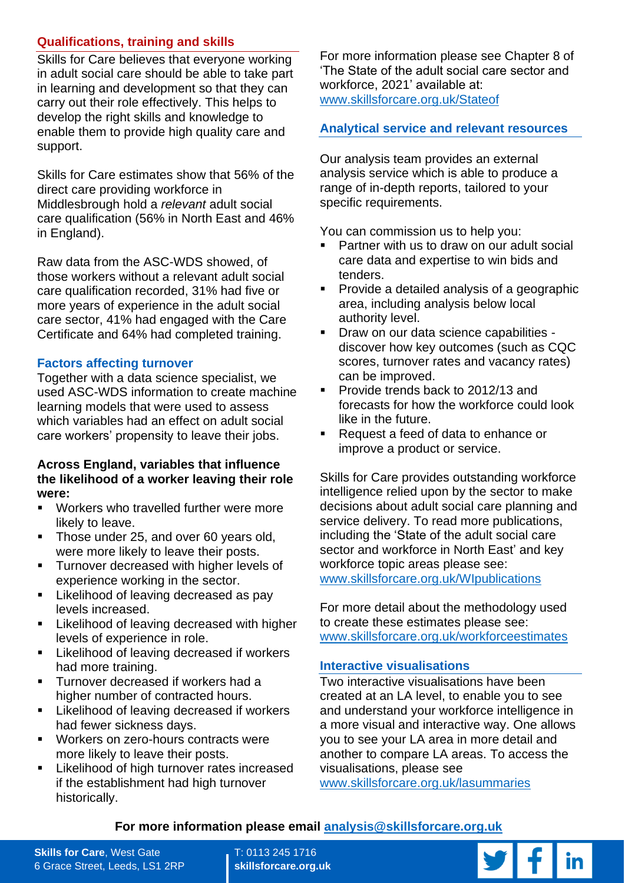## Qualifications, training and skills

Skills for Care believes that everyone working in adult social care should be able to take part in learning and development so that they can carry out their role effectively. This helps to develop the right skills and knowledge to enable them to provide high quality care and support.

Skills for Care estimates show that 56% of the direct care providing workforce in Middlesbrough hold a *relevant* adult social care qualification (56% in North East and 46% in England).

Raw data from the ASC-WDS showed, of those workers without a relevant adult social care qualification recorded, 31% had five or more years of experience in the adult social care sector, 41% had engaged with the Care Certificate and 64% had completed training.

## Factors affecting turnover

Together with a data science specialist, we used ASC-WDS information to create machine learning models that were used to assess which variables had an effect on adult social care workers' propensity to leave their jobs.

**Across England, variables that influence the likelihood of a worker leaving their role were:**

- Workers who travelled further were more likely to leave.
- Those under 25, and over 60 years old, were more likely to leave their posts.
- Turnover decreased with higher levels of experience working in the sector.
- Likelihood of leaving decreased as pay levels increased.
- Likelihood of leaving decreased with higher levels of experience in role.
- Likelihood of leaving decreased if workers had more training.
- Turnover decreased if workers had a higher number of contracted hours.
- Likelihood of leaving decreased if workers had fewer sickness days.
- Workers on zero-hours contracts were more likely to leave their posts.
- Likelihood of high turnover rates increased if the establishment had high turnover historically.

For more information please see Chapter 8 of 'The State of the adult social care sector and workforce, 2021' available at: www.skillsforcare.org.uk/Stateof

## Analytical service and relevant resources

Our analysis team provides an external analysis service which is able to produce a range of in-depth reports, tailored to your specific requirements.

You can commission us to help you:

- Partner with us to draw on our adult social care data and expertise to win bids and tenders.
- Provide a detailed analysis of a geographic area, including analysis below local authority level.
- Draw on our data science capabilities - discover how key outcomes (such as CQC scores, turnover rates and vacancy rates) can be improved.
- Provide trends back to 2012/13 and forecasts for how the workforce could look like in the future.
- Request a feed of data to enhance or improve a product or service.

Skills for Care provides outstanding workforce intelligence relied upon by the sector to make decisions about adult social care planning and service delivery. To read more publications, including the 'State of the adult social care sector and workforce in North East' and key workforce topic areas please see: www.skillsforcare.org.uk/WIpublications

For more detail about the methodology used to create these estimates please see: www.skillsforcare.org.uk/workforceestimates

## Interactive visualisations

Two interactive visualisations have been created at an LA level, to enable you to see and understand your workforce intelligence in a more visual and interactive way. One allows you to see your LA area in more detail and another to compare LA areas. To access the visualisations, please see www.skillsforcare.org.uk/lasummaries

**For more information please email analysis@skillsforcare.org.uk**

**Skills for Care**, West Gate
6 Grace Street, Leeds, LS1 2RP

T: 0113 245 1716
**skillsforcare.org.uk**